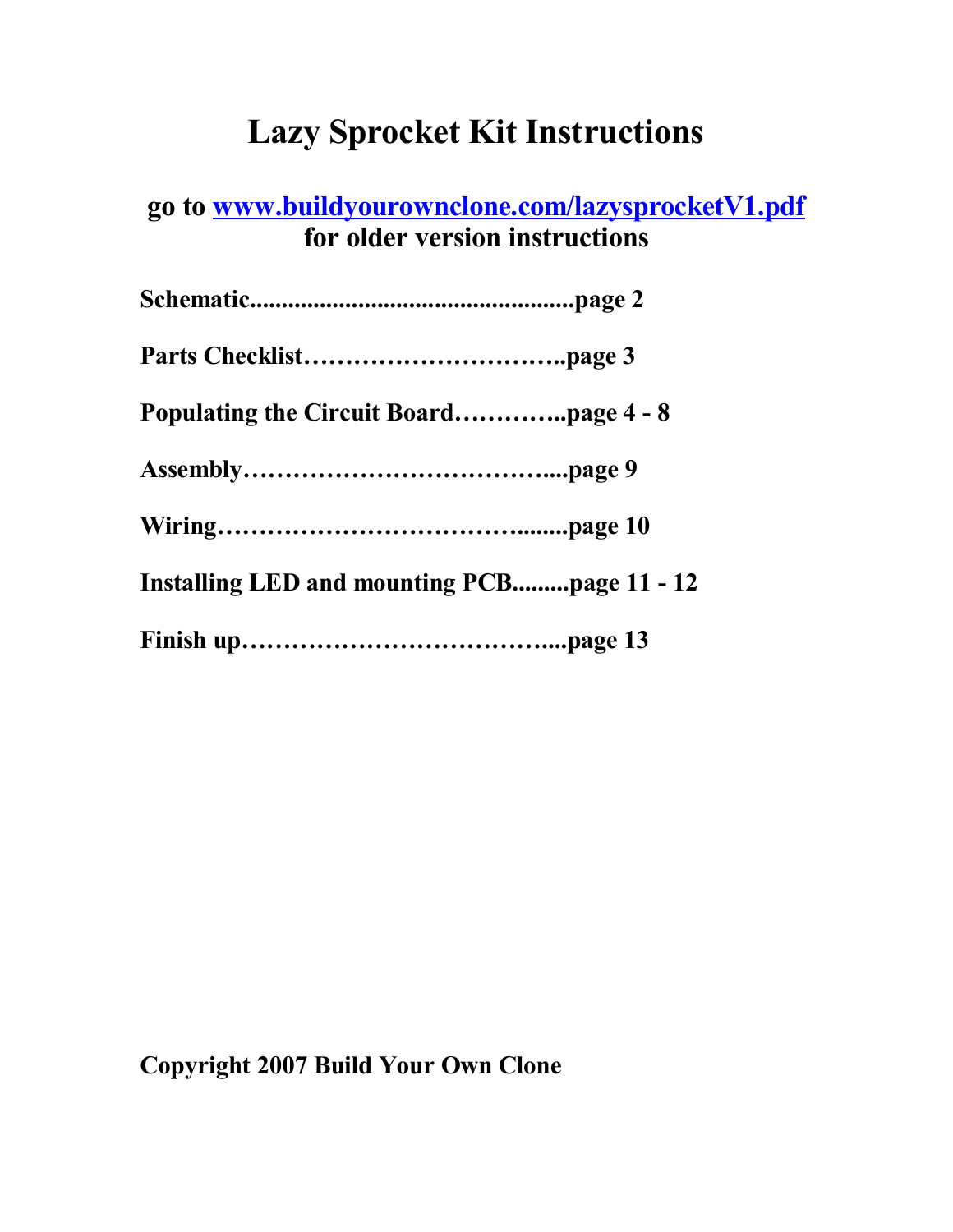# Lazy Sprocket Kit Instructions

**go to [www.buildyourownclone.com/lazysprocketV1.pdf](www.buildyourownclone.com/lazysprocketV1.pdf) for older version instructions**

**Schematic....................................................page 2**

**Parts Checklist…………………………..page 3**

**Populating the Circuit Board…………..page 4 - 8**

**Assembly……………………………….....page 9**

**Wiring……………………………….........page 10**

**Installing LED and mounting PCB.........page 11 - 12**

**Finish up……………………………….....page 13**

**Copyright 2007 Build Your Own Clone**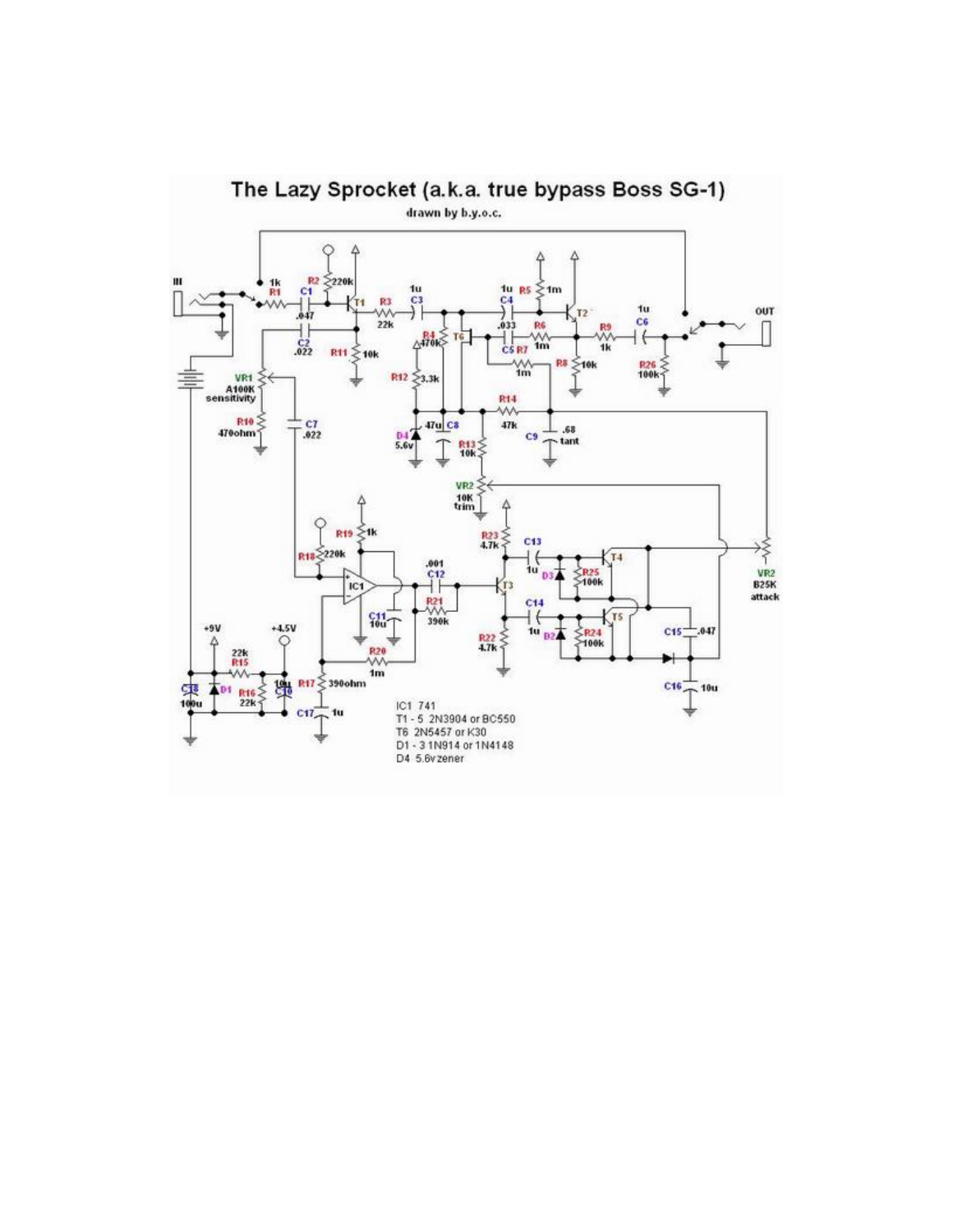# The Lazy Sprocket (a.k.a. true bypass Boss SG-1)

drawn by b.y.o.c.

IC1 741
T1 - 5 2N3904 or BC550
T6 2N5457 or K30
D1 - 3 1N914 or 1N4148
D4 5.6v zener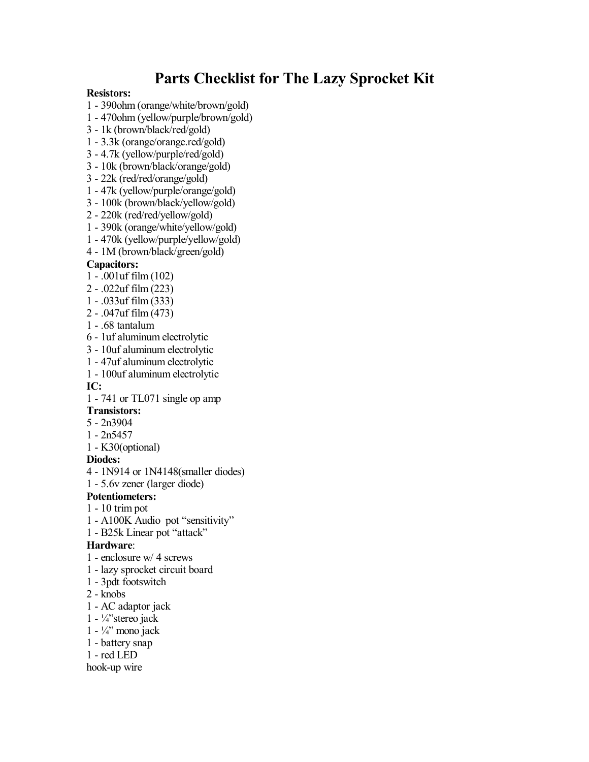# Parts Checklist for The Lazy Sprocket Kit

**Resistors:**

1 - 390ohm (orange/white/brown/gold)
1 - 470ohm (yellow/purple/brown/gold)
3 - 1k (brown/black/red/gold)
1 - 3.3k (orange/orange.red/gold)
3 - 4.7k (yellow/purple/red/gold)
3 - 10k (brown/black/orange/gold)
3 - 22k (red/red/orange/gold)
1 - 47k (yellow/purple/orange/gold)
3 - 100k (brown/black/yellow/gold)
2 - 220k (red/red/yellow/gold)
1 - 390k (orange/white/yellow/gold)
1 - 470k (yellow/purple/yellow/gold)
4 - 1M (brown/black/green/gold)

**Capacitors:**

1 - .001uf film (102)
2 - .022uf film (223)
1 - .033uf film (333)
2 - .047uf film (473)
1 - .68 tantalum
6 - 1uf aluminum electrolytic
3 - 10uf aluminum electrolytic
1 - 47uf aluminum electrolytic
1 - 100uf aluminum electrolytic

**IC:**

1 - 741 or TL071 single op amp

**Transistors:**

5 - 2n3904
1 - 2n5457
1 - K30(optional)

**Diodes:**

4 - 1N914 or 1N4148(smaller diodes)
1 - 5.6v zener (larger diode)

**Potentiometers:**

1 - 10 trim pot
1 - A100K Audio pot "sensitivity"
1 - B25k Linear pot "attack"

**Hardware**:

1 - enclosure w/ 4 screws
1 - lazy sprocket circuit board
1 - 3pdt footswitch
2 - knobs
1 - AC adaptor jack
1 - ¼"stereo jack
1 - ¼" mono jack
1 - battery snap
1 - red LED
hook-up wire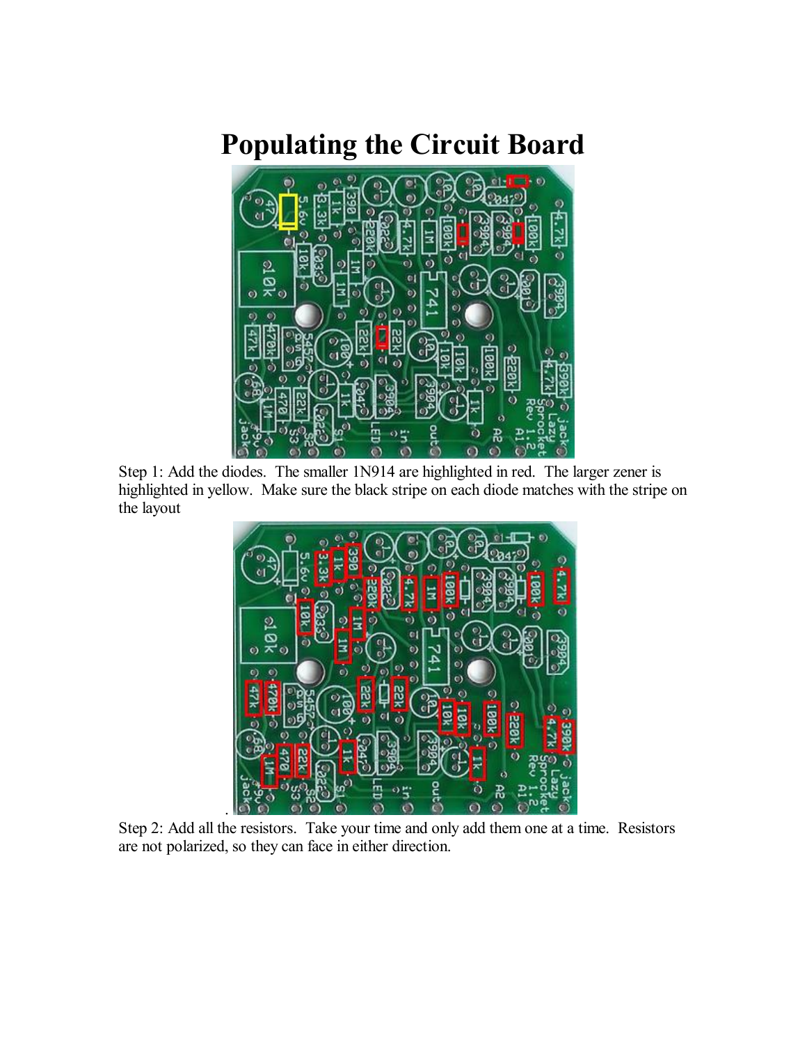# Populating the Circuit Board

Step 1: Add the diodes. The smaller 1N914 are highlighted in red. The larger zener is highlighted in yellow. Make sure the black stripe on each diode matches with the stripe on the layout

Step 2: Add all the resistors. Take your time and only add them one at a time. Resistors are not polarized, so they can face in either direction.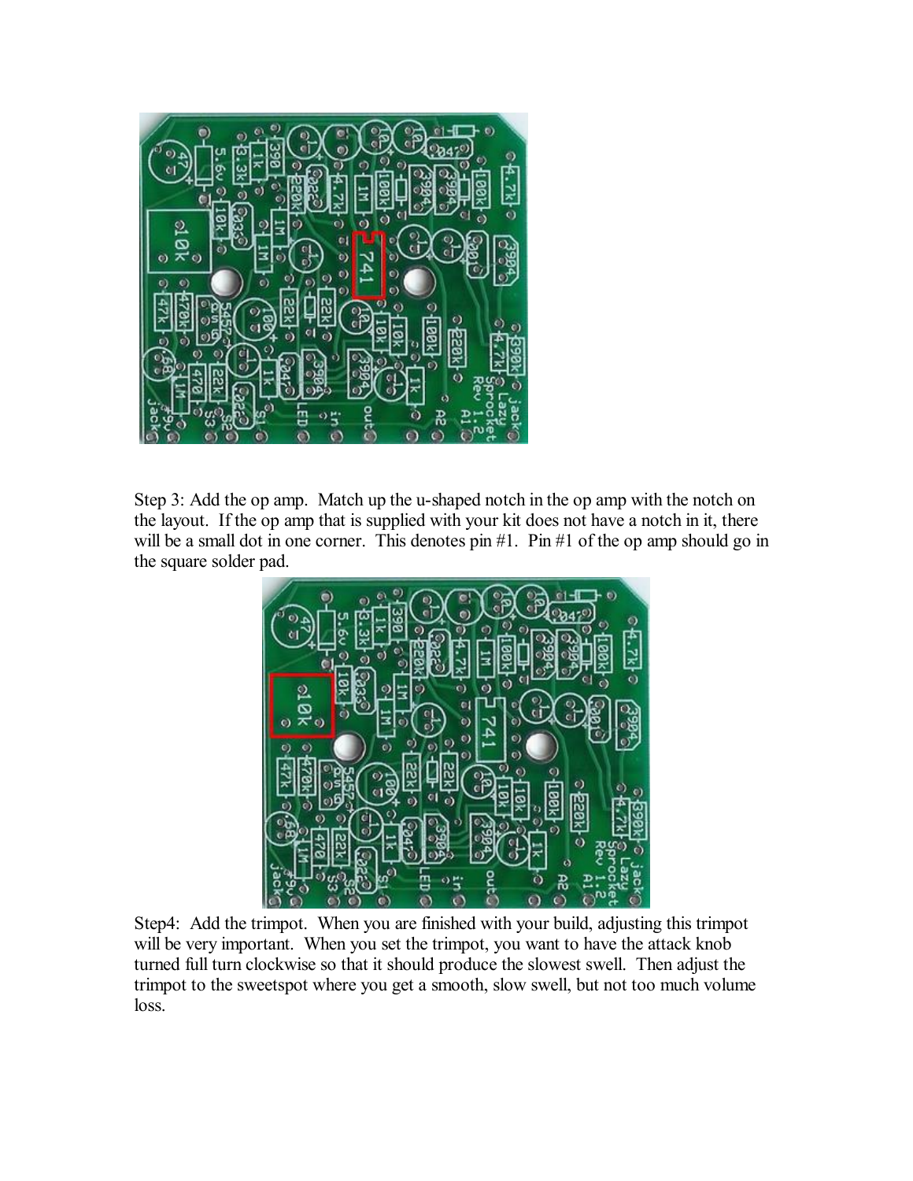Step 3: Add the op amp. Match up the u-shaped notch in the op amp with the notch on the layout. If the op amp that is supplied with your kit does not have a notch in it, there will be a small dot in one corner. This denotes pin #1. Pin #1 of the op amp should go in the square solder pad.

Step4: Add the trimpot. When you are finished with your build, adjusting this trimpot will be very important. When you set the trimpot, you want to have the attack knob turned full turn clockwise so that it should produce the slowest swell. Then adjust the trimpot to the sweetspot where you get a smooth, slow swell, but not too much volume loss.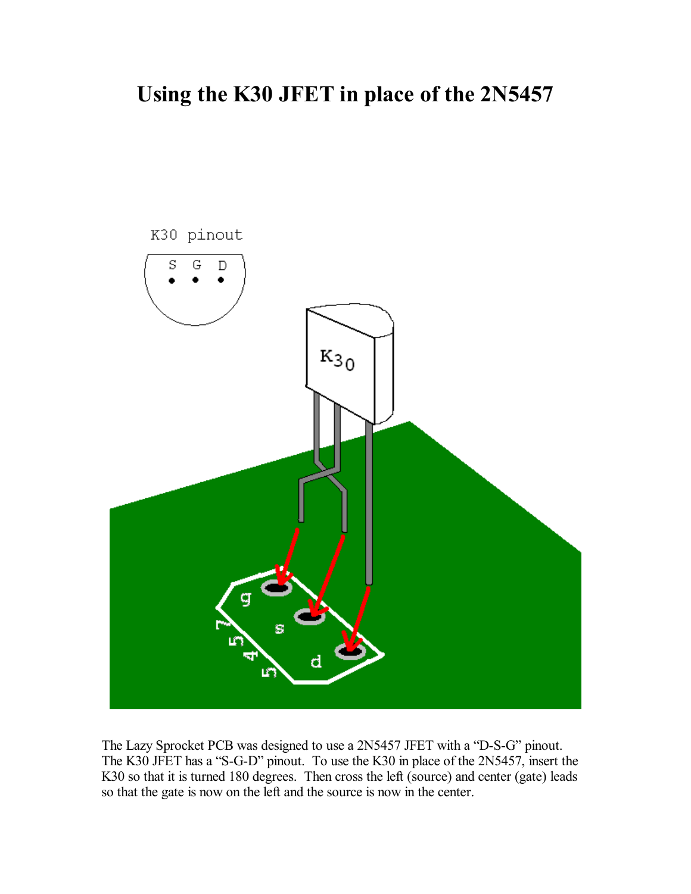# Using the K30 JFET in place of the 2N5457

The Lazy Sprocket PCB was designed to use a 2N5457 JFET with a "D-S-G" pinout. The K30 JFET has a "S-G-D" pinout. To use the K30 in place of the 2N5457, insert the K30 so that it is turned 180 degrees. Then cross the left (source) and center (gate) leads so that the gate is now on the left and the source is now in the center.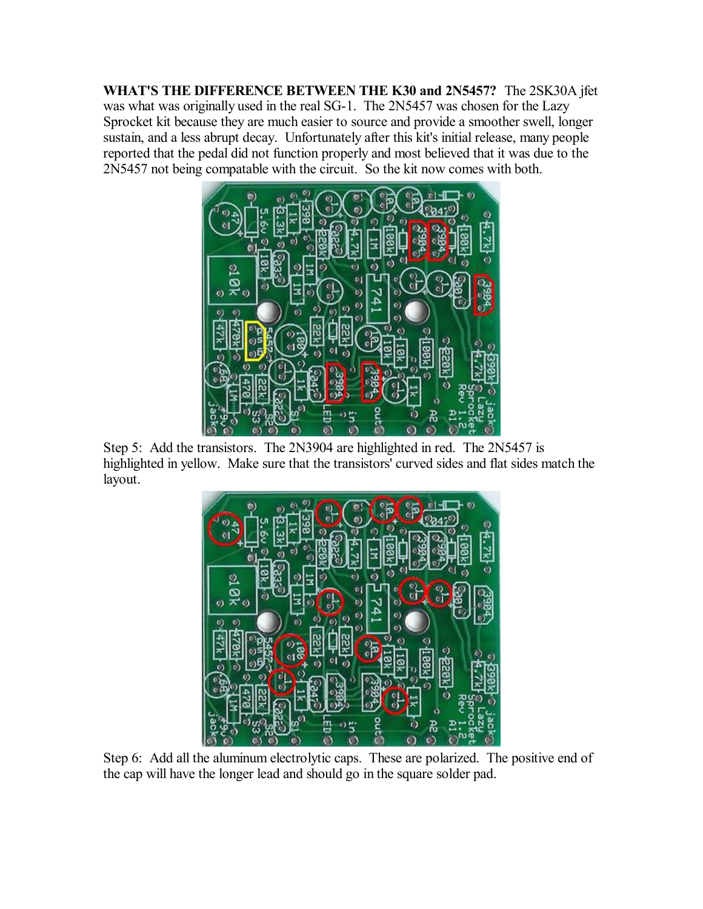**WHAT'S THE DIFFERENCE BETWEEN THE K30 and 2N5457?** The 2SK30A jfet was what was originally used in the real SG-1. The 2N5457 was chosen for the Lazy Sprocket kit because they are much easier to source and provide a smoother swell, longer sustain, and a less abrupt decay. Unfortunately after this kit's initial release, many people reported that the pedal did not function properly and most believed that it was due to the 2N5457 not being compatable with the circuit. So the kit now comes with both.

Step 5: Add the transistors. The 2N3904 are highlighted in red. The 2N5457 is highlighted in yellow. Make sure that the transistors' curved sides and flat sides match the layout.

Step 6: Add all the aluminum electrolytic caps. These are polarized. The positive end of the cap will have the longer lead and should go in the square solder pad.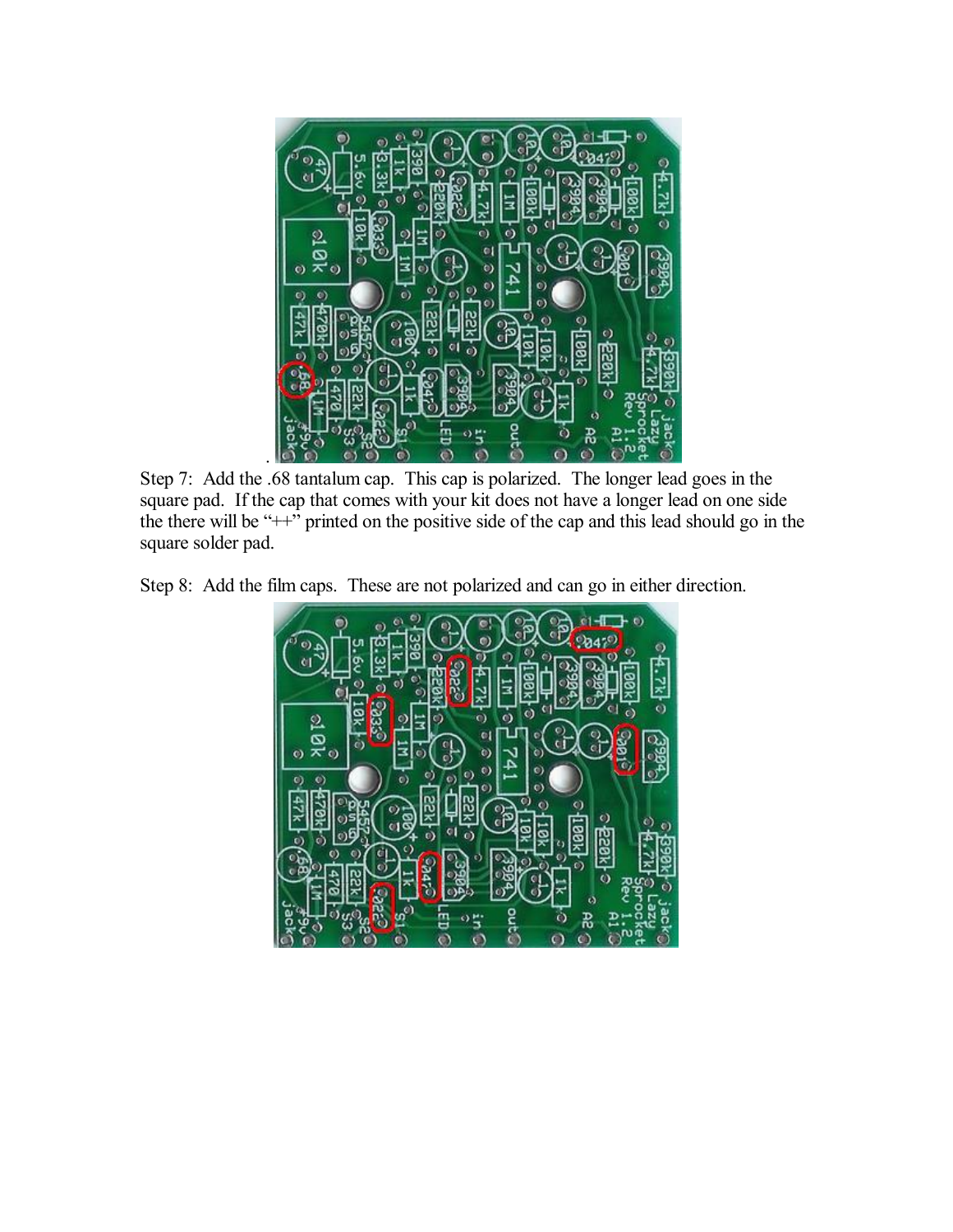Step 7: Add the .68 tantalum cap. This cap is polarized. The longer lead goes in the square pad. If the cap that comes with your kit does not have a longer lead on one side the there will be "++" printed on the positive side of the cap and this lead should go in the square solder pad.

Step 8: Add the film caps. These are not polarized and can go in either direction.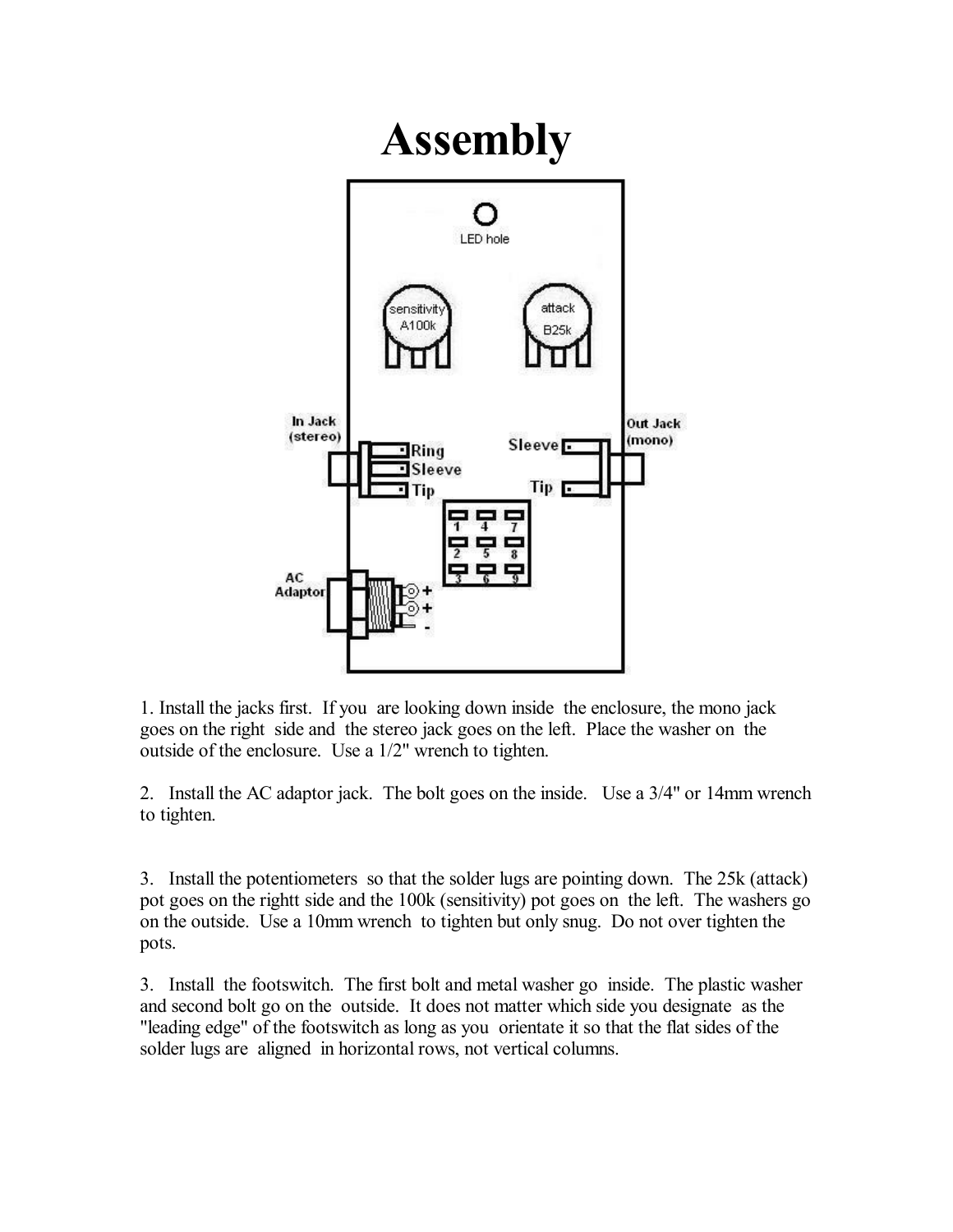# Assembly

1. Install the jacks first. If you are looking down inside the enclosure, the mono jack goes on the right side and the stereo jack goes on the left. Place the washer on the outside of the enclosure. Use a 1/2" wrench to tighten.

2. Install the AC adaptor jack. The bolt goes on the inside. Use a 3/4" or 14mm wrench to tighten.

3. Install the potentiometers so that the solder lugs are pointing down. The 25k (attack) pot goes on the rightt side and the 100k (sensitivity) pot goes on the left. The washers go on the outside. Use a 10mm wrench to tighten but only snug. Do not over tighten the pots.

3. Install the footswitch. The first bolt and metal washer go inside. The plastic washer and second bolt go on the outside. It does not matter which side you designate as the "leading edge" of the footswitch as long as you orientate it so that the flat sides of the solder lugs are aligned in horizontal rows, not vertical columns.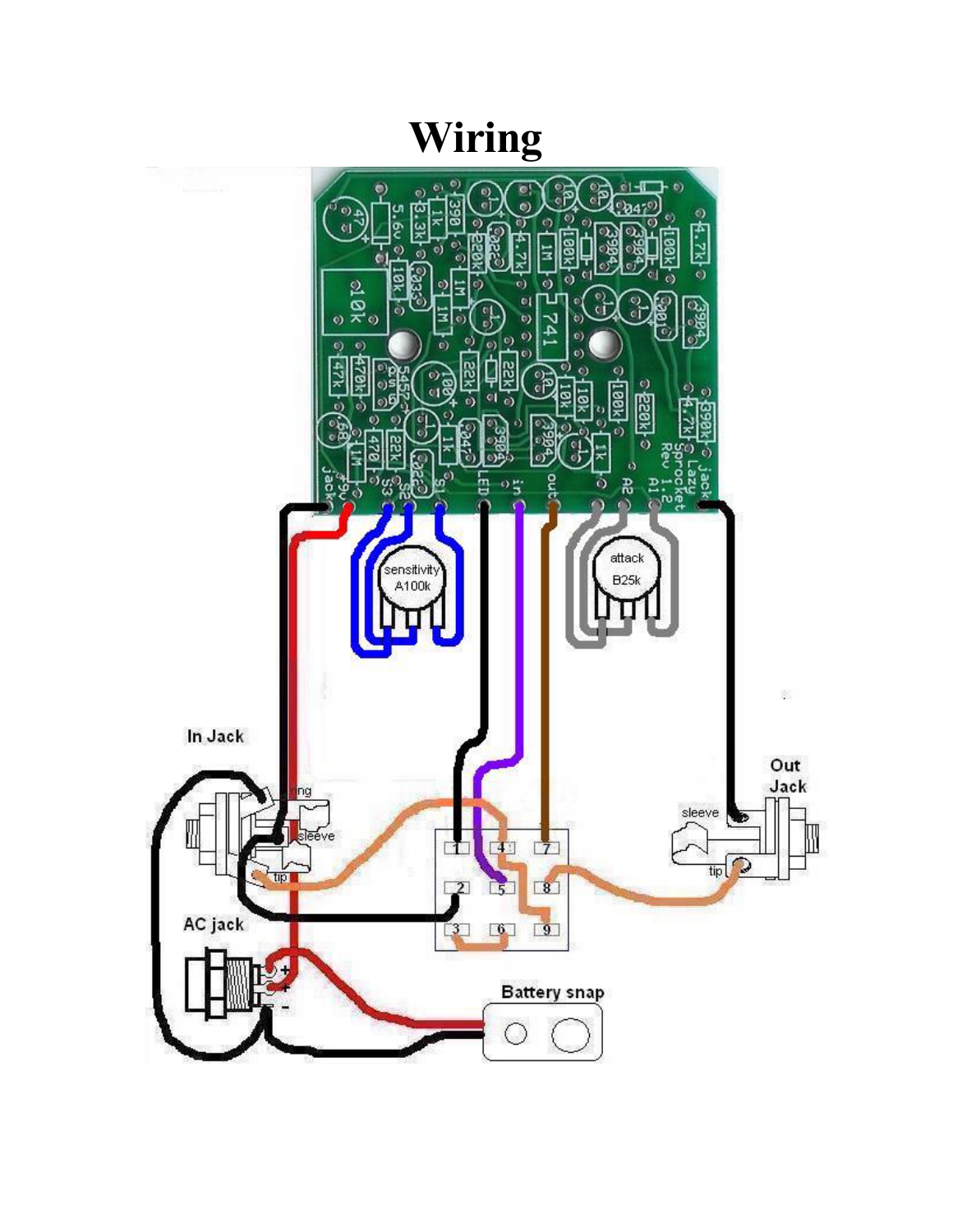# Wiring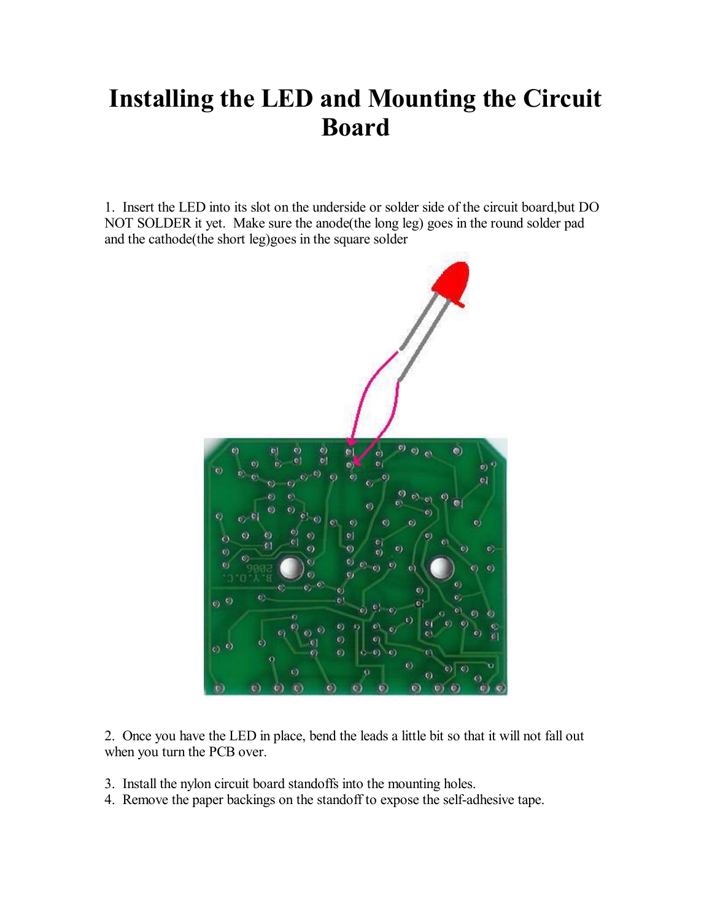# Installing the LED and Mounting the Circuit Board

1. Insert the LED into its slot on the underside or solder side of the circuit board,but DO NOT SOLDER it yet. Make sure the anode(the long leg) goes in the round solder pad and the cathode(the short leg)goes in the square solder

2. Once you have the LED in place, bend the leads a little bit so that it will not fall out when you turn the PCB over.

3. Install the nylon circuit board standoffs into the mounting holes.
4. Remove the paper backings on the standoff to expose the self-adhesive tape.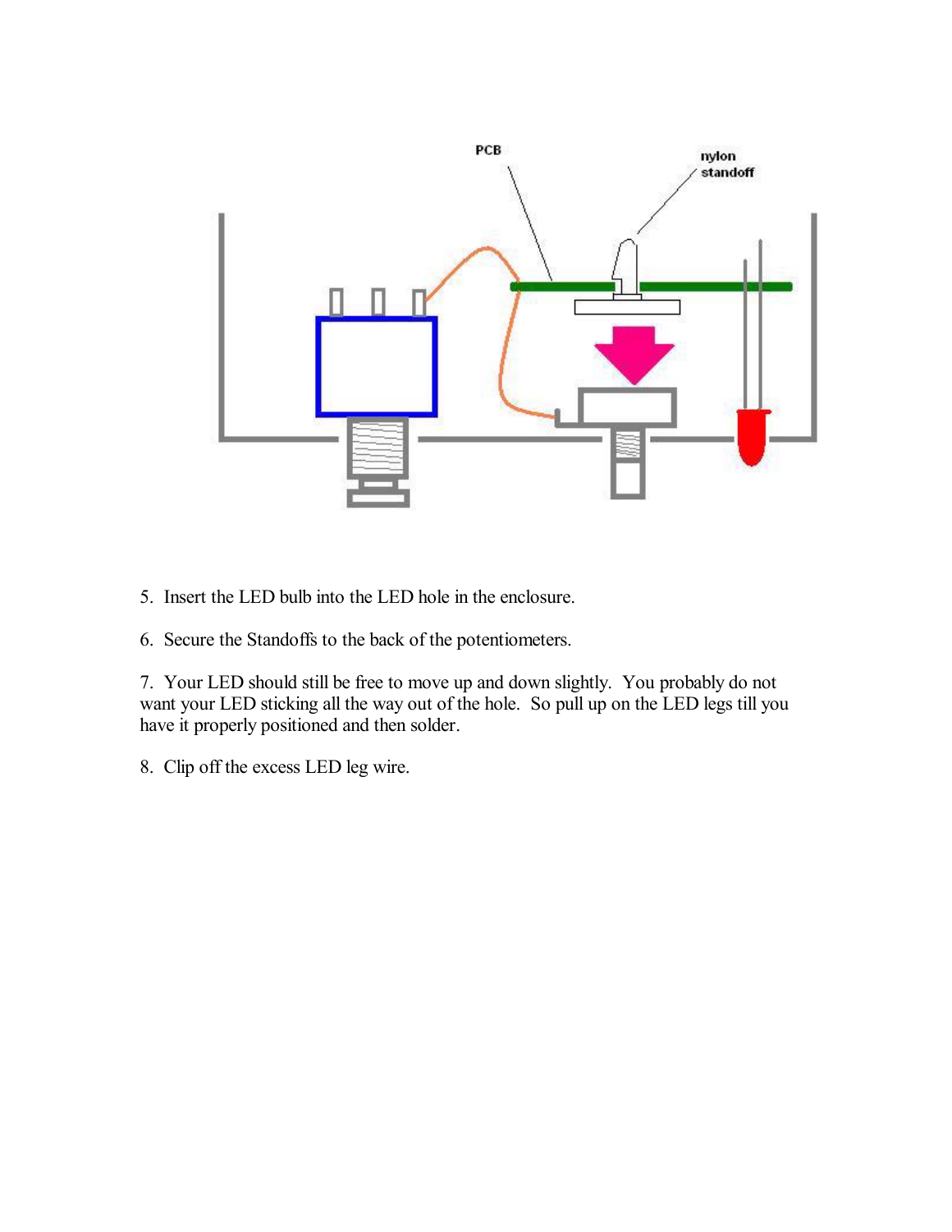5. Insert the LED bulb into the LED hole in the enclosure.

6. Secure the Standoffs to the back of the potentiometers.

7. Your LED should still be free to move up and down slightly. You probably do not want your LED sticking all the way out of the hole. So pull up on the LED legs till you have it properly positioned and then solder.

8. Clip off the excess LED leg wire.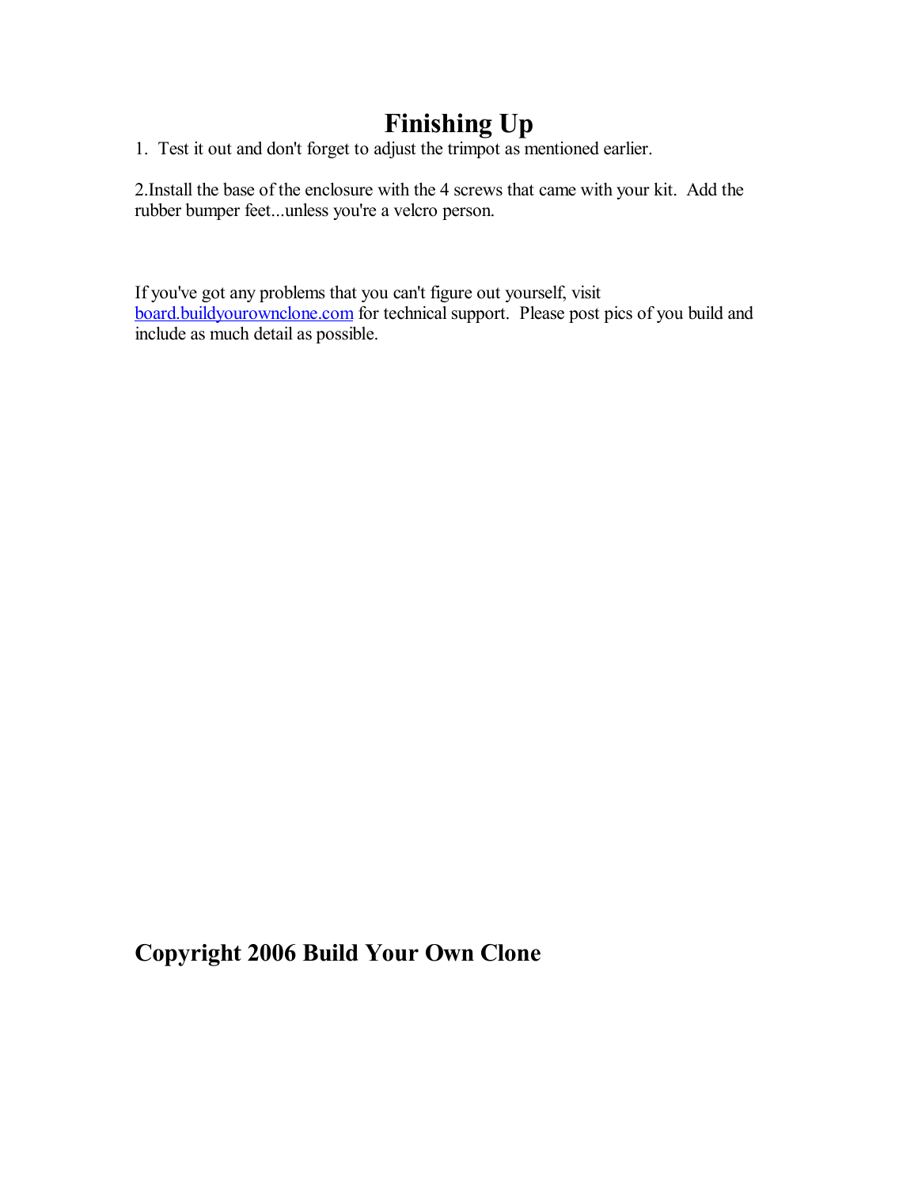# Finishing Up

1. Test it out and don't forget to adjust the trimpot as mentioned earlier.

2.Install the base of the enclosure with the 4 screws that came with your kit. Add the rubber bumper feet...unless you're a velcro person.

If you've got any problems that you can't figure out yourself, visit board.buildyourownclone.com for technical support. Please post pics of you build and include as much detail as possible.

## Copyright 2006 Build Your Own Clone